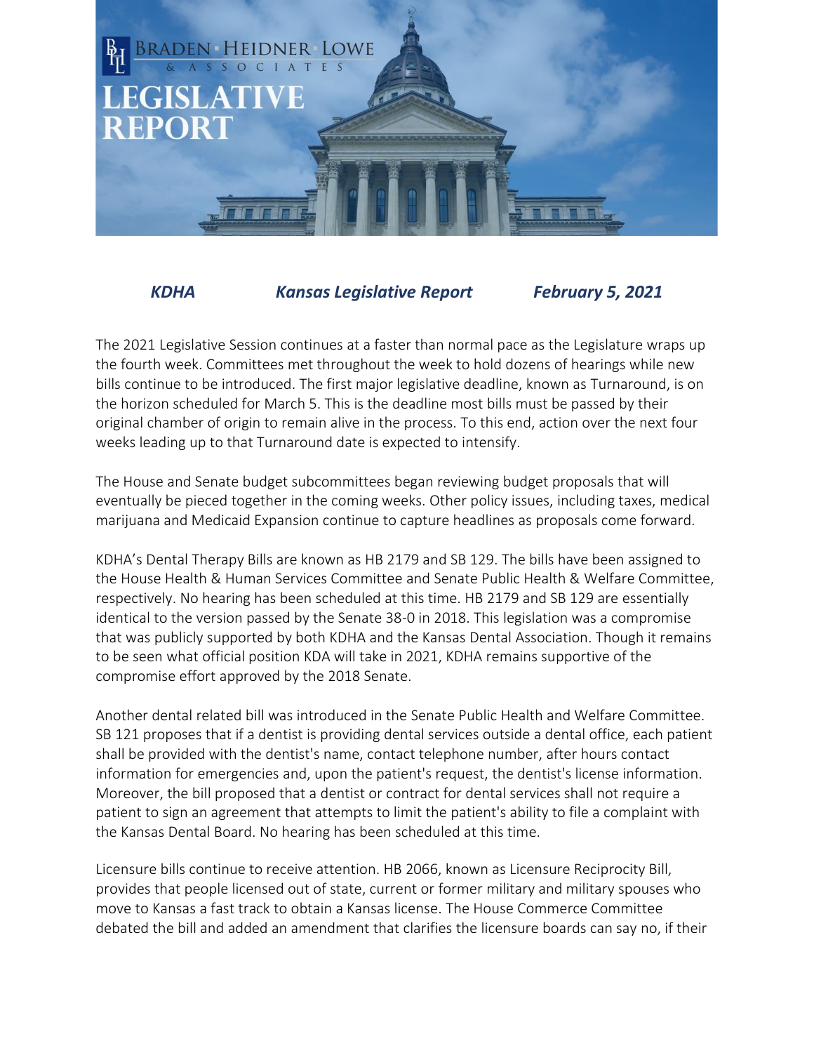# BRADEN · HEIDNER · LOWE & ASSOCIATES

# LEGISLATIVE REPORT

***KDHA*** ***Kansas Legislative Report*** ***February 5, 2021***

The 2021 Legislative Session continues at a faster than normal pace as the Legislature wraps up the fourth week. Committees met throughout the week to hold dozens of hearings while new bills continue to be introduced. The first major legislative deadline, known as Turnaround, is on the horizon scheduled for March 5. This is the deadline most bills must be passed by their original chamber of origin to remain alive in the process. To this end, action over the next four weeks leading up to that Turnaround date is expected to intensify.

The House and Senate budget subcommittees began reviewing budget proposals that will eventually be pieced together in the coming weeks. Other policy issues, including taxes, medical marijuana and Medicaid Expansion continue to capture headlines as proposals come forward.

KDHA's Dental Therapy Bills are known as HB 2179 and SB 129. The bills have been assigned to the House Health & Human Services Committee and Senate Public Health & Welfare Committee, respectively. No hearing has been scheduled at this time. HB 2179 and SB 129 are essentially identical to the version passed by the Senate 38-0 in 2018. This legislation was a compromise that was publicly supported by both KDHA and the Kansas Dental Association. Though it remains to be seen what official position KDA will take in 2021, KDHA remains supportive of the compromise effort approved by the 2018 Senate.

Another dental related bill was introduced in the Senate Public Health and Welfare Committee. SB 121 proposes that if a dentist is providing dental services outside a dental office, each patient shall be provided with the dentist's name, contact telephone number, after hours contact information for emergencies and, upon the patient's request, the dentist's license information. Moreover, the bill proposed that a dentist or contract for dental services shall not require a patient to sign an agreement that attempts to limit the patient's ability to file a complaint with the Kansas Dental Board. No hearing has been scheduled at this time.

Licensure bills continue to receive attention. HB 2066, known as Licensure Reciprocity Bill, provides that people licensed out of state, current or former military and military spouses who move to Kansas a fast track to obtain a Kansas license. The House Commerce Committee debated the bill and added an amendment that clarifies the licensure boards can say no, if their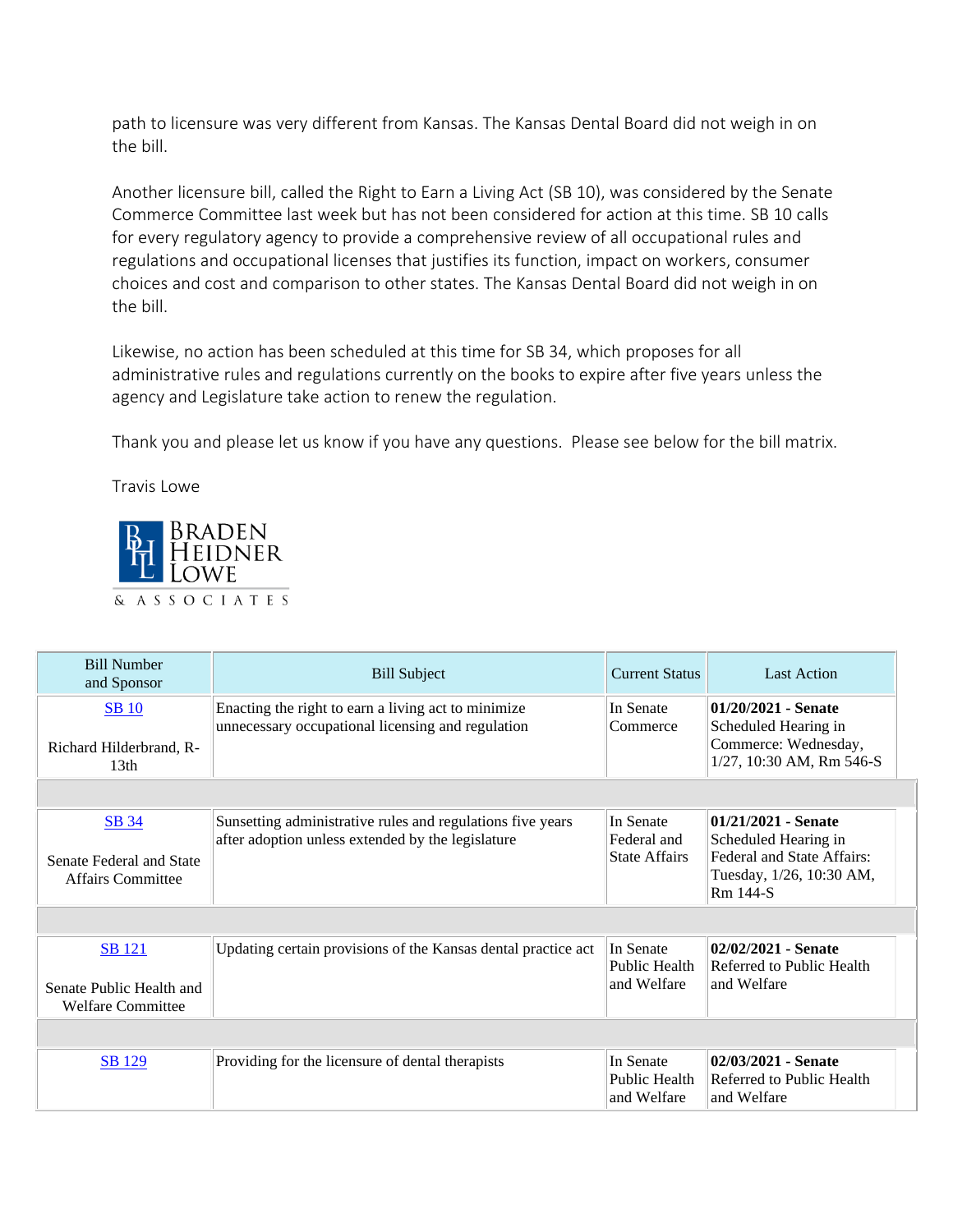path to licensure was very different from Kansas. The Kansas Dental Board did not weigh in on the bill.

Another licensure bill, called the Right to Earn a Living Act (SB 10), was considered by the Senate Commerce Committee last week but has not been considered for action at this time. SB 10 calls for every regulatory agency to provide a comprehensive review of all occupational rules and regulations and occupational licenses that justifies its function, impact on workers, consumer choices and cost and comparison to other states. The Kansas Dental Board did not weigh in on the bill.

Likewise, no action has been scheduled at this time for SB 34, which proposes for all administrative rules and regulations currently on the books to expire after five years unless the agency and Legislature take action to renew the regulation.

Thank you and please let us know if you have any questions. Please see below for the bill matrix.

Travis Lowe

BRADEN HEIDNER LOWE & ASSOCIATES

| Bill Number and Sponsor | Bill Subject | Current Status | Last Action |
|---|---|---|---|
| SB 10<br><br>Richard Hilderbrand, R-13th | Enacting the right to earn a living act to minimize unnecessary occupational licensing and regulation | In Senate Commerce | **01/20/2021 - Senate** Scheduled Hearing in Commerce: Wednesday, 1/27, 10:30 AM, Rm 546-S |
| SB 34<br><br>Senate Federal and State Affairs Committee | Sunsetting administrative rules and regulations five years after adoption unless extended by the legislature | In Senate Federal and State Affairs | **01/21/2021 - Senate** Scheduled Hearing in Federal and State Affairs: Tuesday, 1/26, 10:30 AM, Rm 144-S |
| SB 121<br><br>Senate Public Health and Welfare Committee | Updating certain provisions of the Kansas dental practice act | In Senate Public Health and Welfare | **02/02/2021 - Senate** Referred to Public Health and Welfare |
| SB 129 | Providing for the licensure of dental therapists | In Senate Public Health and Welfare | **02/03/2021 - Senate** Referred to Public Health and Welfare |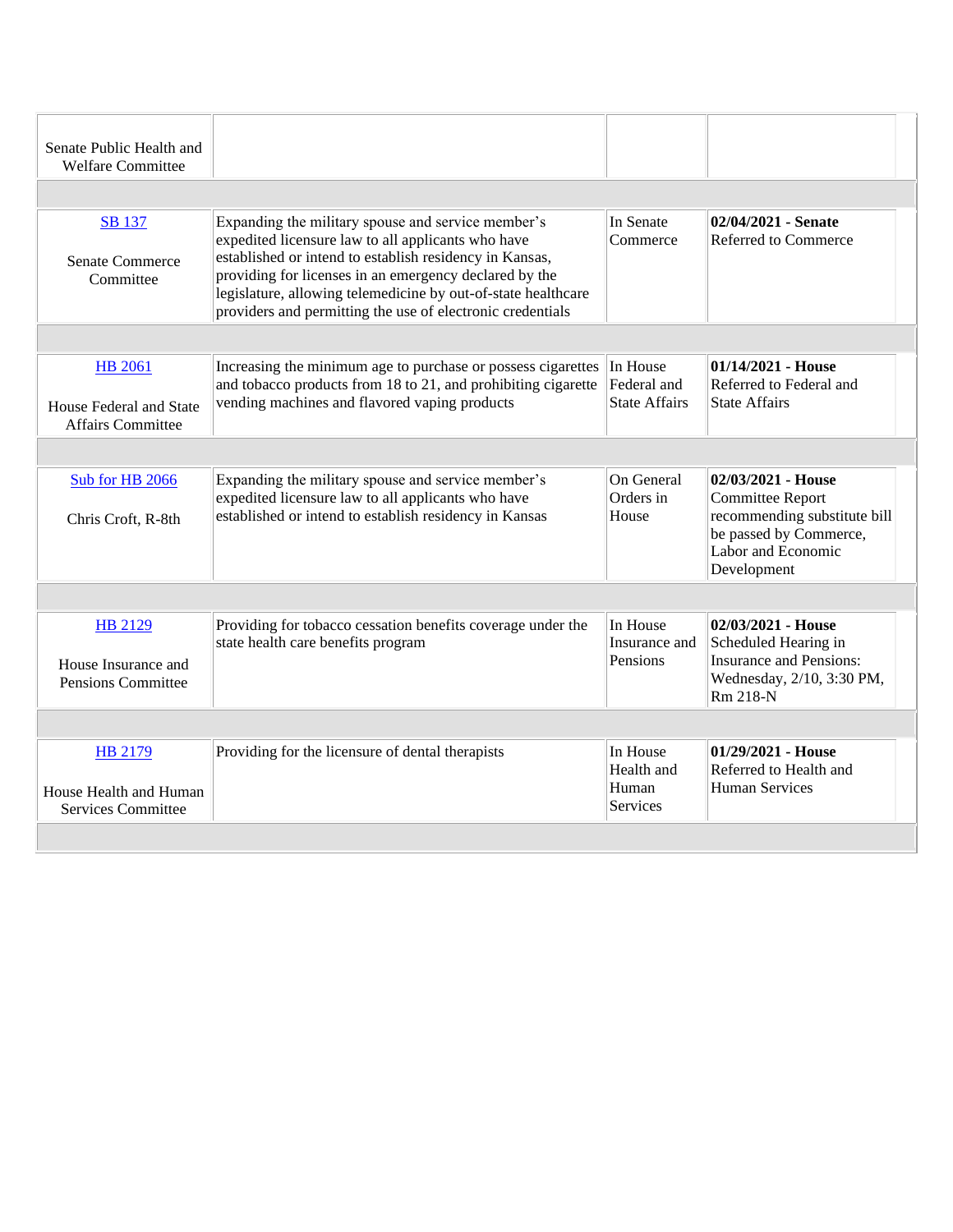| | | | |
|---|---|---|---|
| Senate Public Health and Welfare Committee | | | |
| SB 137<br><br>Senate Commerce Committee | Expanding the military spouse and service member's expedited licensure law to all applicants who have established or intend to establish residency in Kansas, providing for licenses in an emergency declared by the legislature, allowing telemedicine by out-of-state healthcare providers and permitting the use of electronic credentials | In Senate Commerce | **02/04/2021 - Senate** Referred to Commerce |
| HB 2061<br><br>House Federal and State Affairs Committee | Increasing the minimum age to purchase or possess cigarettes and tobacco products from 18 to 21, and prohibiting cigarette vending machines and flavored vaping products | In House Federal and State Affairs | **01/14/2021 - House** Referred to Federal and State Affairs |
| Sub for HB 2066<br><br>Chris Croft, R-8th | Expanding the military spouse and service member's expedited licensure law to all applicants who have established or intend to establish residency in Kansas | On General Orders in House | **02/03/2021 - House** Committee Report recommending substitute bill be passed by Commerce, Labor and Economic Development |
| HB 2129<br><br>House Insurance and Pensions Committee | Providing for tobacco cessation benefits coverage under the state health care benefits program | In House Insurance and Pensions | **02/03/2021 - House** Scheduled Hearing in Insurance and Pensions: Wednesday, 2/10, 3:30 PM, Rm 218-N |
| HB 2179<br><br>House Health and Human Services Committee | Providing for the licensure of dental therapists | In House Health and Human Services | **01/29/2021 - House** Referred to Health and Human Services |